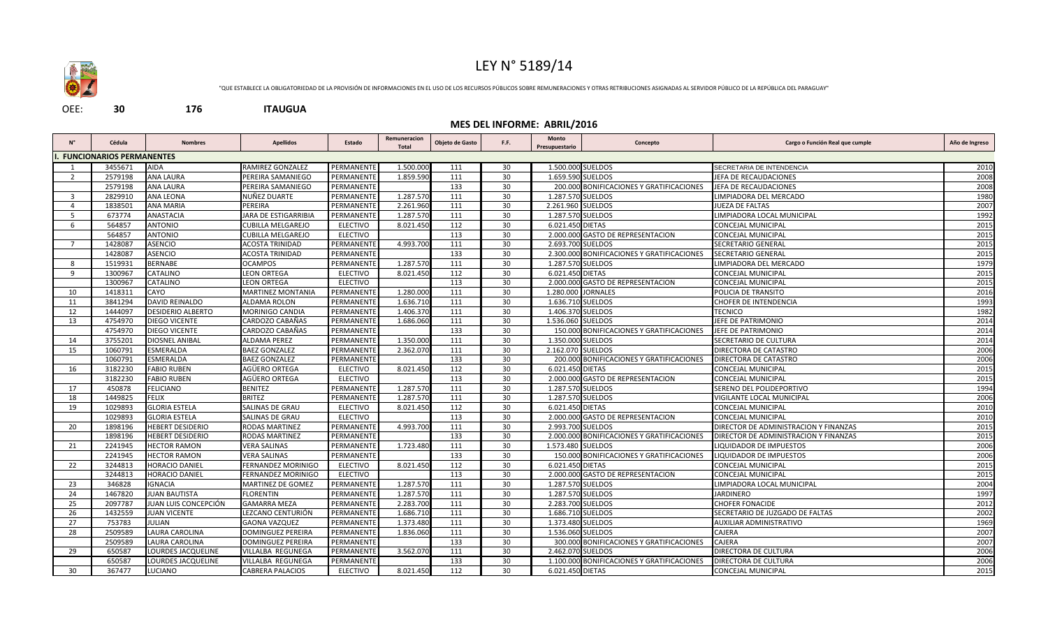# LEY N° 5189/14

"QUE ESTABLECE LA OBLIGATORIEDAD DE LA PROVISIÓN DE INFORMACIONES EN EL USO DE LOS RECURSOS PÚBLICOS SOBRE REMUNERACIONES Y OTRAS RETRIBUCIONES ASIGNADAS AL SERVIDOR PÚBLICO DE LA REPÚBLICA DEL PARAGUAY"

OEE: **30** **176** **ITAUGUA**

**MES DEL INFORME: ABRIL/2016**

| N° | Cédula | Nombres | Apellidos | Estado | Remuneracion Total | Objeto de Gasto | F.F. | Monto Presupuestario | Concepto | Cargo o Función Real que cumple | Año de Ingreso |
|---|---|---|---|---|---|---|---|---|---|---|---|
| **I. FUNCIONARIOS PERMANENTES** | | | | | | | | | | | |
| 1 | 3455671 | AIDA | RAMIREZ GONZALEZ | PERMANENTE | 1.500.000 | 111 | 30 | 1.500.000 | SUELDOS | SECRETARIA DE INTENDENCIA | 2010 |
| 2 | 2579198 | ANA LAURA | PEREIRA SAMANIEGO | PERMANENTE | 1.859.590 | 111 | 30 | 1.659.590 | SUELDOS | JEFA DE RECAUDACIONES | 2008 |
| | 2579198 | ANA LAURA | PEREIRA SAMANIEGO | PERMANENTE | | 133 | 30 | 200.000 | BONIFICACIONES Y GRATIFICACIONES | JEFA DE RECAUDACIONES | 2008 |
| 3 | 2829910 | ANA LEONA | NUÑEZ DUARTE | PERMANENTE | 1.287.570 | 111 | 30 | 1.287.570 | SUELDOS | LIMPIADORA DEL MERCADO | 1980 |
| 4 | 1838501 | ANA MARIA | PEREIRA | PERMANENTE | 2.261.960 | 111 | 30 | 2.261.960 | SUELDOS | JUEZA DE FALTAS | 2007 |
| 5 | 673774 | ANASTACIA | JARA DE ESTIGARRIBIA | PERMANENTE | 1.287.570 | 111 | 30 | 1.287.570 | SUELDOS | LIMPIADORA LOCAL MUNICIPAL | 1992 |
| 6 | 564857 | ANTONIO | CUBILLA MELGAREJO | ELECTIVO | 8.021.450 | 112 | 30 | 6.021.450 | DIETAS | CONCEJAL MUNICIPAL | 2015 |
| | 564857 | ANTONIO | CUBILLA MELGAREJO | ELECTIVO | | 113 | 30 | 2.000.000 | GASTO DE REPRESENTACION | CONCEJAL MUNICIPAL | 2015 |
| 7 | 1428087 | ASENCIO | ACOSTA TRINIDAD | PERMANENTE | 4.993.700 | 111 | 30 | 2.693.700 | SUELDOS | SECRETARIO GENERAL | 2015 |
| | 1428087 | ASENCIO | ACOSTA TRINIDAD | PERMANENTE | | 133 | 30 | 2.300.000 | BONIFICACIONES Y GRATIFICACIONES | SECRETARIO GENERAL | 2015 |
| 8 | 1519931 | BERNABE | OCAMPOS | PERMANENTE | 1.287.570 | 111 | 30 | 1.287.570 | SUELDOS | LIMPIADORA DEL MERCADO | 1979 |
| 9 | 1300967 | CATALINO | LEON ORTEGA | ELECTIVO | 8.021.450 | 112 | 30 | 6.021.450 | DIETAS | CONCEJAL MUNICIPAL | 2015 |
| | 1300967 | CATALINO | LEON ORTEGA | ELECTIVO | | 113 | 30 | 2.000.000 | GASTO DE REPRESENTACION | CONCEJAL MUNICIPAL | 2015 |
| 10 | 1418311 | CAYO | MARTINEZ MONTANIA | PERMANENTE | 1.280.000 | 111 | 30 | 1.280.000 | JORNALES | POLICIA DE TRANSITO | 2016 |
| 11 | 3841294 | DAVID REINALDO | ALDAMA ROLON | PERMANENTE | 1.636.710 | 111 | 30 | 1.636.710 | SUELDOS | CHOFER DE INTENDENCIA | 1993 |
| 12 | 1444097 | DESIDERIO ALBERTO | MORINIGO CANDIA | PERMANENTE | 1.406.370 | 111 | 30 | 1.406.370 | SUELDOS | TECNICO | 1982 |
| 13 | 4754970 | DIEGO VICENTE | CARDOZO CABAÑAS | PERMANENTE | 1.686.060 | 111 | 30 | 1.536.060 | SUELDOS | JEFE DE PATRIMONIO | 2014 |
| | 4754970 | DIEGO VICENTE | CARDOZO CABAÑAS | PERMANENTE | | 133 | 30 | 150.000 | BONIFICACIONES Y GRATIFICACIONES | JEFE DE PATRIMONIO | 2014 |
| 14 | 3755201 | DIOSNEL ANIBAL | ALDAMA PEREZ | PERMANENTE | 1.350.000 | 111 | 30 | 1.350.000 | SUELDOS | SECRETARIO DE CULTURA | 2014 |
| 15 | 1060791 | ESMERALDA | BAEZ GONZALEZ | PERMANENTE | 2.362.070 | 111 | 30 | 2.162.070 | SUELDOS | DIRECTORA DE CATASTRO | 2006 |
| | 1060791 | ESMERALDA | BAEZ GONZALEZ | PERMANENTE | | 133 | 30 | 200.000 | BONIFICACIONES Y GRATIFICACIONES | DIRECTORA DE CATASTRO | 2006 |
| 16 | 3182230 | FABIO RUBEN | AGÜERO ORTEGA | ELECTIVO | 8.021.450 | 112 | 30 | 6.021.450 | DIETAS | CONCEJAL MUNICIPAL | 2015 |
| | 3182230 | FABIO RUBEN | AGÜERO ORTEGA | ELECTIVO | | 113 | 30 | 2.000.000 | GASTO DE REPRESENTACION | CONCEJAL MUNICIPAL | 2015 |
| 17 | 450878 | FELICIANO | BENITEZ | PERMANENTE | 1.287.570 | 111 | 30 | 1.287.570 | SUELDOS | SERENO DEL POLIDEPORTIVO | 1994 |
| 18 | 1449825 | FELIX | BRITEZ | PERMANENTE | 1.287.570 | 111 | 30 | 1.287.570 | SUELDOS | VIGILANTE LOCAL MUNICIPAL | 2006 |
| 19 | 1029893 | GLORIA ESTELA | SALINAS DE GRAU | ELECTIVO | 8.021.450 | 112 | 30 | 6.021.450 | DIETAS | CONCEJAL MUNICIPAL | 2010 |
| | 1029893 | GLORIA ESTELA | SALINAS DE GRAU | ELECTIVO | | 113 | 30 | 2.000.000 | GASTO DE REPRESENTACION | CONCEJAL MUNICIPAL | 2010 |
| 20 | 1898196 | HEBERT DESIDERIO | RODAS MARTINEZ | PERMANENTE | 4.993.700 | 111 | 30 | 2.993.700 | SUELDOS | DIRECTOR DE ADMINISTRACION Y FINANZAS | 2015 |
| | 1898196 | HEBERT DESIDERIO | RODAS MARTINEZ | PERMANENTE | | 133 | 30 | 2.000.000 | BONIFICACIONES Y GRATIFICACIONES | DIRECTOR DE ADMINISTRACION Y FINANZAS | 2015 |
| 21 | 2241945 | HECTOR RAMON | VERA SALINAS | PERMANENTE | 1.723.480 | 111 | 30 | 1.573.480 | SUELDOS | LIQUIDADOR DE IMPUESTOS | 2006 |
| | 2241945 | HECTOR RAMON | VERA SALINAS | PERMANENTE | | 133 | 30 | 150.000 | BONIFICACIONES Y GRATIFICACIONES | LIQUIDADOR DE IMPUESTOS | 2006 |
| 22 | 3244813 | HORACIO DANIEL | FERNANDEZ MORINIGO | ELECTIVO | 8.021.450 | 112 | 30 | 6.021.450 | DIETAS | CONCEJAL MUNICIPAL | 2015 |
| | 3244813 | HORACIO DANIEL | FERNANDEZ MORINIGO | ELECTIVO | | 113 | 30 | 2.000.000 | GASTO DE REPRESENTACION | CONCEJAL MUNICIPAL | 2015 |
| 23 | 346828 | IGNACIA | MARTINEZ DE GOMEZ | PERMANENTE | 1.287.570 | 111 | 30 | 1.287.570 | SUELDOS | LIMPIADORA LOCAL MUNICIPAL | 2004 |
| 24 | 1467820 | JUAN BAUTISTA | FLORENTIN | PERMANENTE | 1.287.570 | 111 | 30 | 1.287.570 | SUELDOS | JARDINERO | 1997 |
| 25 | 2097787 | JUAN LUIS CONCEPCIÓN | GAMARRA MEZA | PERMANENTE | 2.283.700 | 111 | 30 | 2.283.700 | SUELDOS | CHOFER FONACIDE | 2012 |
| 26 | 1432559 | JUAN VICENTE | LEZCANO CENTURIÓN | PERMANENTE | 1.686.710 | 111 | 30 | 1.686.710 | SUELDOS | SECRETARIO DE JUZGADO DE FALTAS | 2002 |
| 27 | 753783 | JULIAN | GAONA VAZQUEZ | PERMANENTE | 1.373.480 | 111 | 30 | 1.373.480 | SUELDOS | AUXILIAR ADMINISTRATIVO | 1969 |
| 28 | 2509589 | LAURA CAROLINA | DOMINGUEZ PEREIRA | PERMANENTE | 1.836.060 | 111 | 30 | 1.536.060 | SUELDOS | CAJERA | 2007 |
| | 2509589 | LAURA CAROLINA | DOMINGUEZ PEREIRA | PERMANENTE | | 133 | 30 | 300.000 | BONIFICACIONES Y GRATIFICACIONES | CAJERA | 2007 |
| 29 | 650587 | LOURDES JACQUELINE | VILLALBA REGUNEGA | PERMANENTE | 3.562.070 | 111 | 30 | 2.462.070 | SUELDOS | DIRECTORA DE CULTURA | 2006 |
| | 650587 | LOURDES JACQUELINE | VILLALBA REGUNEGA | PERMANENTE | | 133 | 30 | 1.100.000 | BONIFICACIONES Y GRATIFICACIONES | DIRECTORA DE CULTURA | 2006 |
| 30 | 367477 | LUCIANO | CABRERA PALACIOS | ELECTIVO | 8.021.450 | 112 | 30 | 6.021.450 | DIETAS | CONCEJAL MUNICIPAL | 2015 |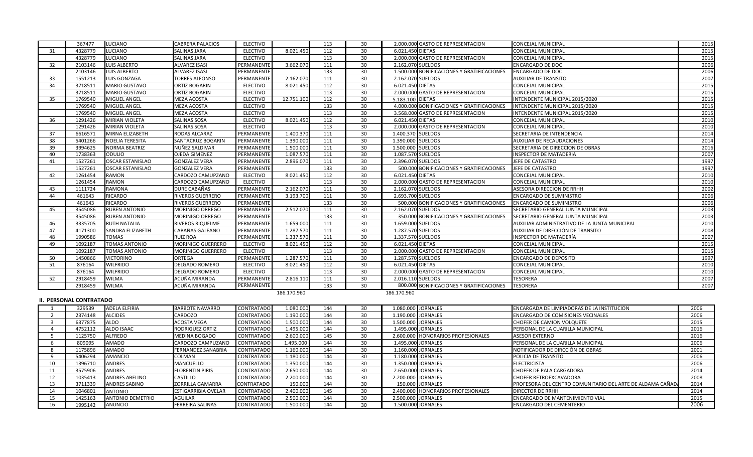| | 367477 | LUCIANO | CABRERA PALACIOS | ELECTIVO | | 113 | 30 | 2.000.000 | GASTO DE REPRESENTACION | CONCEJAL MUNICIPAL | 2015 |
|---|---|---|---|---|---|---|---|---|---|---|---|
| 31 | 4328779 | LUCIANO | SALINAS JARA | ELECTIVO | 8.021.450 | 112 | 30 | 6.021.450 | DIETAS | CONCEJAL MUNICIPAL | 2015 |
| | 4328779 | LUCIANO | SALINAS JARA | ELECTIVO | | 113 | 30 | 2.000.000 | GASTO DE REPRESENTACION | CONCEJAL MUNICIPAL | 2015 |
| 32 | 2103146 | LUIS ALBERTO | ALVAREZ ISASI | PERMANENTE | 3.662.070 | 111 | 30 | 2.162.070 | SUELDOS | ENCARGADO DE DOC | 2006 |
| | 2103146 | LUIS ALBERTO | ALVAREZ ISASI | PERMANENTE | | 133 | 30 | 1.500.000 | BONIFICACIONES Y GRATIFICACIONES | ENCARGADO DE DOC | 2006 |
| 33 | 1551213 | LUIS GONZAGA | TORRES ALFONSO | PERMANENTE | 2.162.070 | 111 | 30 | 2.162.070 | SUELDOS | AUXILIAR DE TRANSITO | 2007 |
| 34 | 3718511 | MARIO GUSTAVO | ORTIZ BOGARIN | ELECTIVO | 8.021.450 | 112 | 30 | 6.021.450 | DIETAS | CONCEJAL MUNICIPAL | 2015 |
| | 3718511 | MARIO GUSTAVO | ORTIZ BOGARIN | ELECTIVO | | 113 | 30 | 2.000.000 | GASTO DE REPRESENTACION | CONCEJAL MUNICIPAL | 2015 |
| 35 | 1769540 | MIGUEL ANGEL | MEZA ACOSTA | ELECTIVO | 12.751.100 | 112 | 30 | 5.183.100 | DIETAS | INTENDENTE MUNICIPAL 2015/2020 | 2015 |
| | 1769540 | MIGUEL ANGEL | MEZA ACOSTA | ELECTIVO | | 133 | 30 | 4.000.000 | BONIFICACIONES Y GRATIFICACIONES | INTENDENTE MUNICIPAL 2015/2020 | 2015 |
| | 1769540 | MIGUEL ANGEL | MEZA ACOSTA | ELECTIVO | | 113 | 30 | 3.568.000 | GASTO DE REPRESENTACION | INTENDENTE MUNICIPAL 2015/2020 | 2015 |
| 36 | 1291426 | MIRIAN VIOLETA | SALINAS SOSA | ELECTIVO | 8.021.450 | 112 | 30 | 6.021.450 | DIETAS | CONCEJAL MUNICIPAL | 2010 |
| | 1291426 | MIRIAN VIOLETA | SALINAS SOSA | ELECTIVO | | 113 | 30 | 2.000.000 | GASTO DE REPRESENTACION | CONCEJAL MUNICIPAL | 2010 |
| 37 | 6616571 | MIRNA ELIZABETH | RODAS ALCARAZ | PERMANENTE | 1.400.370 | 111 | 30 | 1.400.370 | SUELDOS | SECRETARIA DE INTENDENCIA | 2014 |
| 38 | 5401266 | NOELIA TERESITA | SANTACRUZ BOGARIN | PERMANENTE | 1.390.000 | 111 | 30 | 1.390.000 | SUELDOS | AUXILIAR DE RECAUDACIONES | 2014 |
| 39 | 3994625 | NORMA BEATRIZ | NUÑEZ SALDIVAR | PERMANENTE | 1.500.000 | 111 | 30 | 1.500.000 | SUELDOS | SECRETARIA DE DIRECCION DE OBRAS | 2016 |
| 40 | 1738363 | ODULIO | OJEDA GIMENEZ | PERMANENTE | 1.087.570 | 111 | 30 | 1.087.570 | SUELDOS | INSPECTOR DE MATADERIA | 2007 |
| 41 | 1527261 | OSCAR ESTANISLAO | GONZALEZ VERA | PERMANENTE | 2.896.070 | 111 | 30 | 2.396.070 | SUELDOS | JEFE DE CATASTRO | 1997 |
| | 1527261 | OSCAR ESTANISLAO | GONZALEZ VERA | PERMANENTE | | 133 | 30 | 500.000 | BONIFICACIONES Y GRATIFICACIONES | JEFE DE CATASTRO | 1997 |
| 42 | 1261454 | RAMON | CARDOZO CAMUPZANO | ELECTIVO | 8.021.450 | 112 | 30 | 6.021.450 | DIETAS | CONCEJAL MUNICIPAL | 2010 |
| | 1261454 | RAMON | CARDOZO CAMUPZANO | ELECTIVO | | 113 | 30 | 2.000.000 | GASTO DE REPRESENTACION | CONCEJAL MUNICIPAL | 2010 |
| 43 | 1111724 | RAMONA | DURE CABAÑAS | PERMANENTE | 2.162.070 | 111 | 30 | 2.162.070 | SUELDOS | ASESORA DIRECCION DE RRHH | 2002 |
| 44 | 461643 | RICARDO | RIVEROS GUERRERO | PERMANENTE | 3.193.700 | 111 | 30 | 2.693.700 | SUELDOS | ENCARGADO DE SUMINISTRO | 2006 |
| | 461643 | RICARDO | RIVEROS GUERRERO | PERMANENTE | | 133 | 30 | 500.000 | BONIFICACIONES Y GRATIFICACIONES | ENCARGADO DE SUMINISTRO | 2006 |
| 45 | 3545086 | RUBEN ANTONIO | MORINIGO ORREGO | PERMANENTE | 2.512.070 | 111 | 30 | 2.162.070 | SUELDOS | SECRETARIO GENERAL JUNTA MUNICIPAL | 2003 |
| | 3545086 | RUBEN ANTONIO | MORINIGO ORREGO | PERMANENTE | | 133 | 30 | 350.000 | BONIFICACIONES Y GRATIFICACIONES | SECRETARIO GENERAL JUNTA MUNICIPAL | 2003 |
| 46 | 3335705 | RUTH NATALIA | RIVEROS RIQUELME | PERMANENTE | 1.659.000 | 111 | 30 | 1.659.000 | SUELDOS | AUXILIAR ADMINISTRATIVO DE LA JUNTA MUNICIPAL | 2010 |
| 47 | 4171300 | SANDRA ELIZABETH | CABAÑAS GALEANO | PERMANENTE | 1.287.570 | 111 | 30 | 1.287.570 | SUELDOS | AUXILIAR DE DIRECCIÓN DE TRANSITO | 2008 |
| 48 | 1990586 | TOMAS | RUIZ ROA | PERMANENTE | 1.337.570 | 111 | 30 | 1.337.570 | SUELDOS | INSPECTOR DE MATADERÍA | 2007 |
| 49 | 1092187 | TOMAS ANTONIO | MORINIGO GUERRERO | ELECTIVO | 8.021.450 | 112 | 30 | 6.021.450 | DIETAS | CONCEJAL MUNICIPAL | 2015 |
| | 1092187 | TOMAS ANTONIO | MORINIGO GUERRERO | ELECTIVO | | 113 | 30 | 2.000.000 | GASTO DE REPRESENTACION | CONCEJAL MUNICIPAL | 2015 |
| 50 | 1450866 | VICTORINO | ORTEGA | PERMANENTE | 1.287.570 | 111 | 30 | 1.287.570 | SUELDOS | ENCARGADO DE DEPOSITO | 1997 |
| 51 | 876164 | WILFRIDO | DELGADO ROMERO | ELECTIVO | 8.021.450 | 112 | 30 | 6.021.450 | DIETAS | CONCEJAL MUNICIPAL | 2010 |
| | 876164 | WILFRIDO | DELGADO ROMERO | ELECTIVO | | 113 | 30 | 2.000.000 | GASTO DE REPRESENTACION | CONCEJAL MUNICIPAL | 2010 |
| 52 | 2918459 | WILMA | ACUÑA MIRANDA | PERMANENTE | 2.816.110 | 111 | 30 | 2.016.110 | SUELDOS | TESORERA | 2007 |
| | 2918459 | WILMA | ACUÑA MIRANDA | PERMANENTE | | 133 | 30 | 800.000 | BONIFICACIONES Y GRATIFICACIONES | TESORERA | 2007 |
| | | | | | 186.170.960 | | | 186.170.960 | | | |

**II. PERSONAL CONTRATADO**

| 1 | 329539 | ADELA ELFIRIA | BARBOTE NAVARRO | CONTRATADO | 1.080.000 | 144 | 30 | 1.080.000 | JORNALES | ENCARGADA DE LIMPIADORAS DE LA INSTITUCION | 2006 |
|---|---|---|---|---|---|---|---|---|---|---|---|
| 2 | 2374148 | ALCIDES | CARDOZO | CONTRATADO | 1.190.000 | 144 | 30 | 1.190.000 | JORNALES | ENCARGADO DE COMISIONES VECINALES | 2006 |
| 3 | 6377875 | ALDO | ACOSTA VEGA | CONTRATADO | 1.500.000 | 144 | 30 | 1.500.000 | JORNALES | CHOFER DE CAMION VOLQUETE | 2015 |
| 4 | 4752112 | ALDO ISAAC | RODRIGUEZ ORTIZ | CONTRATADO | 1.495.000 | 144 | 30 | 1.495.000 | JORNALES | PERSONAL DE LA CUARILLA MUNICIPAL | 2016 |
| 5 | 1125750 | ALFREDO | MEDINA BOGADO | CONTRATADO | 2.600.000 | 145 | 30 | 2.600.000 | HONORARIOS PROFESIONALES | ASESOR EXTERNO | 2016 |
| 6 | 809095 | AMADO | CARDOZO CAMPUZANO | CONTRATADO | 1.495.000 | 144 | 30 | 1.495.000 | JORNALES | PERSONAL DE LA CUARILLA MUNICIPAL | 2006 |
| 8 | 1175896 | AMADO | FERNANDEZ SANABRIA | CONTRATADO | 1.160.000 | 144 | 30 | 1.160.000 | JORNALES | NOTIFICADOR DE DIRCCIÓN DE OBRAS | 2001 |
| 9 | 5406294 | AMANCIO | COLMAN | CONTRATADO | 1.180.000 | 144 | 30 | 1.180.000 | JORNALES | POLICIA DE TRANSITO | 2006 |
| 10 | 1396710 | ANDRES | MANCUELLO | CONTRATADO | 1.350.000 | 144 | 30 | 1.350.000 | JORNALES | ELECTRICISTA | 2006 |
| 11 | 3575906 | ANDRES | FLORENTIN PIRIS | CONTRATADO | 2.650.000 | 144 | 30 | 2.650.000 | JORNALES | CHOFER DE PALA CARGADORA | 2014 |
| 12 | 1035413 | ANDRES ABELINO | CASTILLO | CONTRATADO | 2.200.000 | 144 | 30 | 2.200.000 | JORNALES | CHOFER RETROEXCAVADORA | 2008 |
| 13 | 3711339 | ANDRES SABINO | ZORRILLA GAMARRA | CONTRATADO | 150.000 | 144 | 30 | 150.000 | JORNALES | PROFESORA DEL CENTRO COMUNITARIO DEL ARTE DE ALDAMA CAÑADA | 2014 |
| 14 | 1046801 | ANTONIO | ESTIGARRIBIA OVELAR | CONTRATADO | 2.400.000 | 145 | 30 | 2.400.000 | HONORARIOS PROFESIONALES | DIRECTOR DE RRHH | 2014 |
| 15 | 1425163 | ANTONIO DEMETRIO | AGUILAR | CONTRATADO | 2.500.000 | 144 | 30 | 2.500.000 | JORNALES | ENCARGADO DE MANTENIMIENTO VIAL | 2015 |
| 16 | 1995142 | ANUNCIO | FERREIRA SALINAS | CONTRATADO | 1.500.000 | 144 | 30 | 1.500.000 | JORNALES | ENCARGADO DEL CEMENTERIO | 2006 |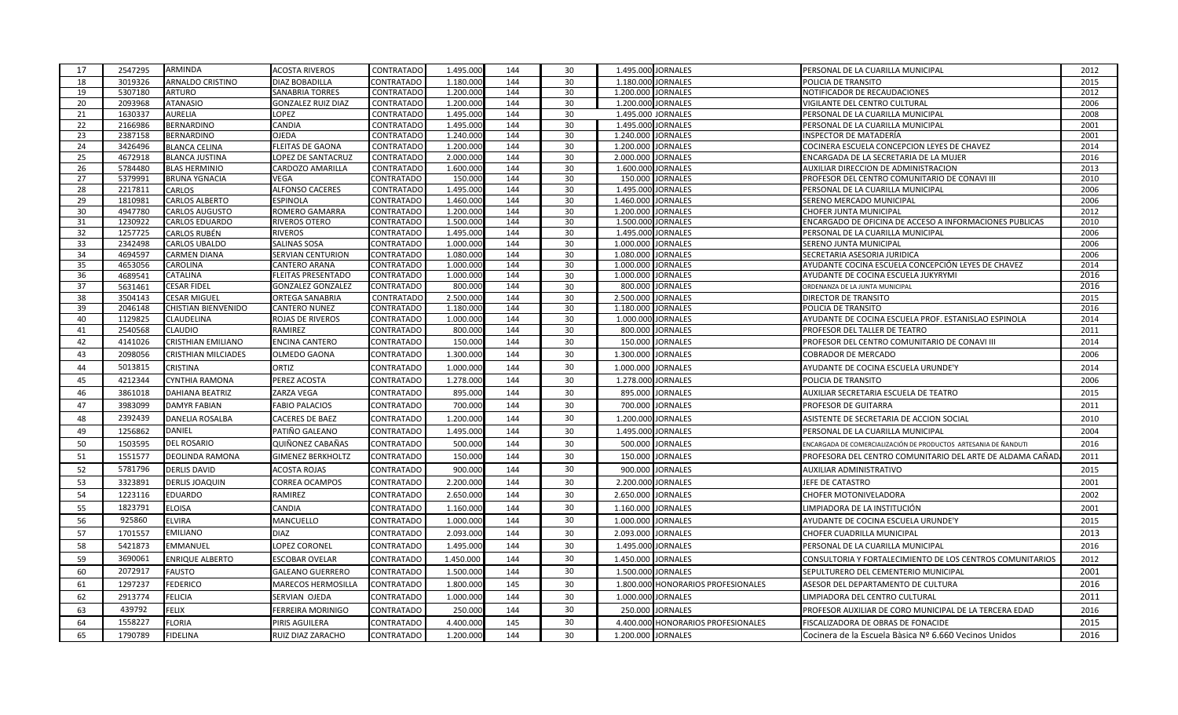| 17 | 2547295 | ARMINDA | ACOSTA RIVEROS | CONTRATADO | 1.495.000 | 144 | 30 | 1.495.000 | JORNALES | PERSONAL DE LA CUARILLA MUNICIPAL | 2012 |
|---|---|---|---|---|---|---|---|---|---|---|---|
| 18 | 3019326 | ARNALDO CRISTINO | DIAZ BOBADILLA | CONTRATADO | 1.180.000 | 144 | 30 | 1.180.000 | JORNALES | POLICIA DE TRANSITO | 2015 |
| 19 | 5307180 | ARTURO | SANABRIA TORRES | CONTRATADO | 1.200.000 | 144 | 30 | 1.200.000 | JORNALES | NOTIFICADOR DE RECAUDACIONES | 2012 |
| 20 | 2093968 | ATANASIO | GONZALEZ RUIZ DIAZ | CONTRATADO | 1.200.000 | 144 | 30 | 1.200.000 | JORNALES | VIGILANTE DEL CENTRO CULTURAL | 2006 |
| 21 | 1630337 | AURELIA | LOPEZ | CONTRATADO | 1.495.000 | 144 | 30 | 1.495.000 | JORNALES | PERSONAL DE LA CUARILLA MUNICIPAL | 2008 |
| 22 | 2166986 | BERNARDINO | CANDIA | CONTRATADO | 1.495.000 | 144 | 30 | 1.495.000 | JORNALES | PERSONAL DE LA CUARILLA MUNICIPAL | 2001 |
| 23 | 2387158 | BERNARDINO | OJEDA | CONTRATADO | 1.240.000 | 144 | 30 | 1.240.000 | JORNALES | INSPECTOR DE MATADERÍA | 2001 |
| 24 | 3426496 | BLANCA CELINA | FLEITAS DE GAONA | CONTRATADO | 1.200.000 | 144 | 30 | 1.200.000 | JORNALES | COCINERA ESCUELA CONCEPCION LEYES DE CHAVEZ | 2014 |
| 25 | 4672918 | BLANCA JUSTINA | LOPEZ DE SANTACRUZ | CONTRATADO | 2.000.000 | 144 | 30 | 2.000.000 | JORNALES | ENCARGADA DE LA SECRETARIA DE LA MUJER | 2016 |
| 26 | 5784480 | BLAS HERMINIO | CARDOZO AMARILLA | CONTRATADO | 1.600.000 | 144 | 30 | 1.600.000 | JORNALES | AUXILIAR DIRECCION DE ADMINISTRACION | 2013 |
| 27 | 5379991 | BRUNA YGNACIA | VEGA | CONTRATADO | 150.000 | 144 | 30 | 150.000 | JORNALES | PROFESOR DEL CENTRO COMUNITARIO DE CONAVI III | 2010 |
| 28 | 2217811 | CARLOS | ALFONSO CACERES | CONTRATADO | 1.495.000 | 144 | 30 | 1.495.000 | JORNALES | PERSONAL DE LA CUARILLA MUNICIPAL | 2006 |
| 29 | 1810981 | CARLOS ALBERTO | ESPINOLA | CONTRATADO | 1.460.000 | 144 | 30 | 1.460.000 | JORNALES | SERENO MERCADO MUNICIPAL | 2006 |
| 30 | 4947780 | CARLOS AUGUSTO | ROMERO GAMARRA | CONTRATADO | 1.200.000 | 144 | 30 | 1.200.000 | JORNALES | CHOFER JUNTA MUNICIPAL | 2012 |
| 31 | 1230922 | CARLOS EDUARDO | RIVEROS OTERO | CONTRATADO | 1.500.000 | 144 | 30 | 1.500.000 | JORNALES | ENCARGADO DE OFICINA DE ACCESO A INFORMACIONES PUBLICAS | 2010 |
| 32 | 1257725 | CARLOS RUBÉN | RIVEROS | CONTRATADO | 1.495.000 | 144 | 30 | 1.495.000 | JORNALES | PERSONAL DE LA CUARILLA MUNICIPAL | 2006 |
| 33 | 2342498 | CARLOS UBALDO | SALINAS SOSA | CONTRATADO | 1.000.000 | 144 | 30 | 1.000.000 | JORNALES | SERENO JUNTA MUNICIPAL | 2006 |
| 34 | 4694597 | CARMEN DIANA | SERVIAN CENTURION | CONTRATADO | 1.080.000 | 144 | 30 | 1.080.000 | JORNALES | SECRETARIA ASESORIA JURIDICA | 2006 |
| 35 | 4653056 | CAROLINA | CANTERO ARANA | CONTRATADO | 1.000.000 | 144 | 30 | 1.000.000 | JORNALES | AYUDANTE COCINA ESCUELA CONCEPCIÓN LEYES DE CHAVEZ | 2014 |
| 36 | 4689541 | CATALINA | FLEITAS PRESENTADO | CONTRATADO | 1.000.000 | 144 | 30 | 1.000.000 | JORNALES | AYUDANTE DE COCINA ESCUELA JUKYRYMI | 2016 |
| 37 | 5631461 | CESAR FIDEL | GONZALEZ GONZALEZ | CONTRATADO | 800.000 | 144 | 30 | 800.000 | JORNALES | ORDENANZA DE LA JUNTA MUNICIPAL | 2016 |
| 38 | 3504143 | CESAR MIGUEL | ORTEGA SANABRIA | CONTRATADO | 2.500.000 | 144 | 30 | 2.500.000 | JORNALES | DIRECTOR DE TRANSITO | 2015 |
| 39 | 2046148 | CHISTIAN BIENVENIDO | CANTERO NUNEZ | CONTRATADO | 1.180.000 | 144 | 30 | 1.180.000 | JORNALES | POLICIA DE TRANSITO | 2016 |
| 40 | 1129825 | CLAUDELINA | ROJAS DE RIVEROS | CONTRATADO | 1.000.000 | 144 | 30 | 1.000.000 | JORNALES | AYUDANTE DE COCINA ESCUELA PROF. ESTANISLAO ESPINOLA | 2014 |
| 41 | 2540568 | CLAUDIO | RAMIREZ | CONTRATADO | 800.000 | 144 | 30 | 800.000 | JORNALES | PROFESOR DEL TALLER DE TEATRO | 2011 |
| 42 | 4141026 | CRISTHIAN EMILIANO | ENCINA CANTERO | CONTRATADO | 150.000 | 144 | 30 | 150.000 | JORNALES | PROFESOR DEL CENTRO COMUNITARIO DE CONAVI III | 2014 |
| 43 | 2098056 | CRISTHIAN MILCIADES | OLMEDO GAONA | CONTRATADO | 1.300.000 | 144 | 30 | 1.300.000 | JORNALES | COBRADOR DE MERCADO | 2006 |
| 44 | 5013815 | CRISTINA | ORTIZ | CONTRATADO | 1.000.000 | 144 | 30 | 1.000.000 | JORNALES | AYUDANTE DE COCINA ESCUELA URUNDE'Y | 2014 |
| 45 | 4212344 | CYNTHIA RAMONA | PEREZ ACOSTA | CONTRATADO | 1.278.000 | 144 | 30 | 1.278.000 | JORNALES | POLICIA DE TRANSITO | 2006 |
| 46 | 3861018 | DAHIANA BEATRIZ | ZARZA VEGA | CONTRATADO | 895.000 | 144 | 30 | 895.000 | JORNALES | AUXILIAR SECRETARIA ESCUELA DE TEATRO | 2015 |
| 47 | 3983099 | DAMYR FABIAN | FABIO PALACIOS | CONTRATADO | 700.000 | 144 | 30 | 700.000 | JORNALES | PROFESOR DE GUITARRA | 2011 |
| 48 | 2392439 | DANELIA ROSALBA | CACERES DE BAEZ | CONTRATADO | 1.200.000 | 144 | 30 | 1.200.000 | JORNALES | ASISTENTE DE SECRETARIA DE ACCION SOCIAL | 2010 |
| 49 | 1256862 | DANIEL | PATIÑO GALEANO | CONTRATADO | 1.495.000 | 144 | 30 | 1.495.000 | JORNALES | PERSONAL DE LA CUARILLA MUNICIPAL | 2004 |
| 50 | 1503595 | DEL ROSARIO | QUIÑONEZ CABAÑAS | CONTRATADO | 500.000 | 144 | 30 | 500.000 | JORNALES | ENCARGADA DE COMERCIALIZACIÓN DE PRODUCTOS ARTESANIA DE ÑANDUTI | 2016 |
| 51 | 1551577 | DEOLINDA RAMONA | GIMENEZ BERKHOLTZ | CONTRATADO | 150.000 | 144 | 30 | 150.000 | JORNALES | PROFESORA DEL CENTRO COMUNITARIO DEL ARTE DE ALDAMA CAÑAD | 2011 |
| 52 | 5781796 | DERLIS DAVID | ACOSTA ROJAS | CONTRATADO | 900.000 | 144 | 30 | 900.000 | JORNALES | AUXILIAR ADMINISTRATIVO | 2015 |
| 53 | 3323891 | DERLIS JOAQUIN | CORREA OCAMPOS | CONTRATADO | 2.200.000 | 144 | 30 | 2.200.000 | JORNALES | JEFE DE CATASTRO | 2001 |
| 54 | 1223116 | EDUARDO | RAMIREZ | CONTRATADO | 2.650.000 | 144 | 30 | 2.650.000 | JORNALES | CHOFER MOTONIVELADORA | 2002 |
| 55 | 1823791 | ELOISA | CANDIA | CONTRATADO | 1.160.000 | 144 | 30 | 1.160.000 | JORNALES | LIMPIADORA DE LA INSTITUCIÓN | 2001 |
| 56 | 925860 | ELVIRA | MANCUELLO | CONTRATADO | 1.000.000 | 144 | 30 | 1.000.000 | JORNALES | AYUDANTE DE COCINA ESCUELA URUNDE'Y | 2015 |
| 57 | 1701557 | EMILIANO | DIAZ | CONTRATADO | 2.093.000 | 144 | 30 | 2.093.000 | JORNALES | CHOFER CUADRILLA MUNICIPAL | 2013 |
| 58 | 5421873 | EMMANUEL | LOPEZ CORONEL | CONTRATADO | 1.495.000 | 144 | 30 | 1.495.000 | JORNALES | PERSONAL DE LA CUARILLA MUNICIPAL | 2016 |
| 59 | 3690061 | ENRIQUE ALBERTO | ESCOBAR OVELAR | CONTRATADO | 1.450.000 | 144 | 30 | 1.450.000 | JORNALES | CONSULTORIA Y FORTALECIMIENTO DE LOS CENTROS COMUNITARIOS | 2012 |
| 60 | 2072917 | FAUSTO | GALEANO GUERRERO | CONTRATADO | 1.500.000 | 144 | 30 | 1.500.000 | JORNALES | SEPULTURERO DEL CEMENTERIO MUNICIPAL | 2001 |
| 61 | 1297237 | FEDERICO | MARECOS HERMOSILLA | CONTRATADO | 1.800.000 | 145 | 30 | 1.800.000 | HONORARIOS PROFESIONALES | ASESOR DEL DEPARTAMENTO DE CULTURA | 2016 |
| 62 | 2913774 | FELICIA | SERVIAN OJEDA | CONTRATADO | 1.000.000 | 144 | 30 | 1.000.000 | JORNALES | LIMPIADORA DEL CENTRO CULTURAL | 2011 |
| 63 | 439792 | FELIX | FERREIRA MORINIGO | CONTRATADO | 250.000 | 144 | 30 | 250.000 | JORNALES | PROFESOR AUXILIAR DE CORO MUNICIPAL DE LA TERCERA EDAD | 2016 |
| 64 | 1558227 | FLORIA | PIRIS AGUILERA | CONTRATADO | 4.400.000 | 145 | 30 | 4.400.000 | HONORARIOS PROFESIONALES | FISCALIZADORA DE OBRAS DE FONACIDE | 2015 |
| 65 | 1790789 | FIDELINA | RUIZ DIAZ ZARACHO | CONTRATADO | 1.200.000 | 144 | 30 | 1.200.000 | JORNALES | Cocinera de la Escuela Bàsica Nº 6.660 Vecinos Unidos | 2016 |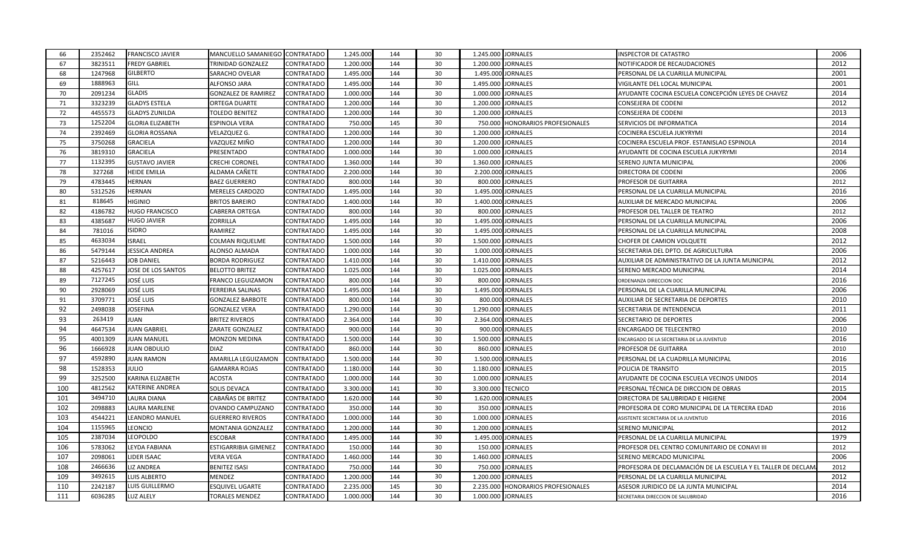| 66 | 2352462 | FRANCISCO JAVIER | MANCUELLO SAMANIEGO | CONTRATADO | 1.245.000 | 144 | 30 | 1.245.000 | JORNALES | INSPECTOR DE CATASTRO | 2006 |
|---|---|---|---|---|---|---|---|---|---|---|---|
| 67 | 3823511 | FREDY GABRIEL | TRINIDAD GONZALEZ | CONTRATADO | 1.200.000 | 144 | 30 | 1.200.000 | JORNALES | NOTIFICADOR DE RECAUDACIONES | 2012 |
| 68 | 1247968 | GILBERTO | SARACHO OVELAR | CONTRATADO | 1.495.000 | 144 | 30 | 1.495.000 | JORNALES | PERSONAL DE LA CUARILLA MUNICIPAL | 2001 |
| 69 | 1888963 | GILL | ALFONSO JARA | CONTRATADO | 1.495.000 | 144 | 30 | 1.495.000 | JORNALES | VIGILANTE DEL LOCAL MUNICIPAL | 2001 |
| 70 | 2091234 | GLADIS | GONZALEZ DE RAMIREZ | CONTRATADO | 1.000.000 | 144 | 30 | 1.000.000 | JORNALES | AYUDANTE COCINA ESCUELA CONCEPCIÓN LEYES DE CHAVEZ | 2014 |
| 71 | 3323239 | GLADYS ESTELA | ORTEGA DUARTE | CONTRATADO | 1.200.000 | 144 | 30 | 1.200.000 | JORNALES | CONSEJERA DE CODENI | 2012 |
| 72 | 4455573 | GLADYS ZUNILDA | TOLEDO BENITEZ | CONTRATADO | 1.200.000 | 144 | 30 | 1.200.000 | JORNALES | CONSEJERA DE CODENI | 2013 |
| 73 | 1252204 | GLORIA ELIZABETH | ESPINOLA VERA | CONTRATADO | 750.000 | 145 | 30 | 750.000 | HONORARIOS PROFESIONALES | SERVICIOS DE INFORMATICA | 2014 |
| 74 | 2392469 | GLORIA ROSSANA | VELAZQUEZ G. | CONTRATADO | 1.200.000 | 144 | 30 | 1.200.000 | JORNALES | COCINERA ESCUELA JUKYRYMI | 2014 |
| 75 | 3750268 | GRACIELA | VAZQUEZ MIÑO | CONTRATADO | 1.200.000 | 144 | 30 | 1.200.000 | JORNALES | COCINERA ESCUELA PROF. ESTANISLAO ESPINOLA | 2014 |
| 76 | 3819310 | GRACIELA | PRESENTADO | CONTRATADO | 1.000.000 | 144 | 30 | 1.000.000 | JORNALES | AYUDANTE DE COCINA ESCUELA JUKYRYMI | 2014 |
| 77 | 1132395 | GUSTAVO JAVIER | CRECHI CORONEL | CONTRATADO | 1.360.000 | 144 | 30 | 1.360.000 | JORNALES | SERENO JUNTA MUNICIPAL | 2006 |
| 78 | 327268 | HEIDE EMILIA | ALDAMA CAÑETE | CONTRATADO | 2.200.000 | 144 | 30 | 2.200.000 | JORNALES | DIRECTORA DE CODENI | 2006 |
| 79 | 4783445 | HERNAN | BAEZ GUERRERO | CONTRATADO | 800.000 | 144 | 30 | 800.000 | JORNALES | PROFESOR DE GUITARRA | 2012 |
| 80 | 5312526 | HERNAN | MERELES CARDOZO | CONTRATADO | 1.495.000 | 144 | 30 | 1.495.000 | JORNALES | PERSONAL DE LA CUARILLA MUNICIPAL | 2016 |
| 81 | 818645 | HIGINIO | BRITOS BAREIRO | CONTRATADO | 1.400.000 | 144 | 30 | 1.400.000 | JORNALES | AUXILIAR DE MERCADO MUNICIPAL | 2006 |
| 82 | 4186782 | HUGO FRANCISCO | CABRERA ORTEGA | CONTRATADO | 800.000 | 144 | 30 | 800.000 | JORNALES | PROFESOR DEL TALLER DE TEATRO | 2012 |
| 83 | 4385687 | HUGO JAVIER | ZORRILLA | CONTRATADO | 1.495.000 | 144 | 30 | 1.495.000 | JORNALES | PERSONAL DE LA CUARILLA MUNICIPAL | 2006 |
| 84 | 781016 | ISIDRO | RAMIREZ | CONTRATADO | 1.495.000 | 144 | 30 | 1.495.000 | JORNALES | PERSONAL DE LA CUARILLA MUNICIPAL | 2008 |
| 85 | 4633034 | ISRAEL | COLMAN RIQUELME | CONTRATADO | 1.500.000 | 144 | 30 | 1.500.000 | JORNALES | CHOFER DE CAMION VOLQUETE | 2012 |
| 86 | 5479144 | JESSICA ANDREA | ALONSO ALMADA | CONTRATADO | 1.000.000 | 144 | 30 | 1.000.000 | JORNALES | SECRETARIA DEL DPTO. DE AGRICULTURA | 2006 |
| 87 | 5216443 | JOB DANIEL | BORDA RODRIGUEZ | CONTRATADO | 1.410.000 | 144 | 30 | 1.410.000 | JORNALES | AUXILIAR DE ADMINISTRATIVO DE LA JUNTA MUNICIPAL | 2012 |
| 88 | 4257617 | JOSE DE LOS SANTOS | BELOTTO BRITEZ | CONTRATADO | 1.025.000 | 144 | 30 | 1.025.000 | JORNALES | SERENO MERCADO MUNICIPAL | 2014 |
| 89 | 7127245 | JOSÉ LUIS | FRANCO LEGUIZAMON | CONTRATADO | 800.000 | 144 | 30 | 800.000 | JORNALES | ORDENANZA DIRECCION DOC | 2016 |
| 90 | 2928069 | JOSÉ LUIS | FERREIRA SALINAS | CONTRATADO | 1.495.000 | 144 | 30 | 1.495.000 | JORNALES | PERSONAL DE LA CUARILLA MUNICIPAL | 2006 |
| 91 | 3709771 | JOSÉ LUIS | GONZALEZ BARBOTE | CONTRATADO | 800.000 | 144 | 30 | 800.000 | JORNALES | AUXILIAR DE SECRETARIA DE DEPORTES | 2010 |
| 92 | 2498038 | JOSEFINA | GONZALEZ VERA | CONTRATADO | 1.290.000 | 144 | 30 | 1.290.000 | JORNALES | SECRETARIA DE INTENDENCIA | 2011 |
| 93 | 263419 | JUAN | BRITEZ RIVEROS | CONTRATADO | 2.364.000 | 144 | 30 | 2.364.000 | JORNALES | SECRETARIO DE DEPORTES | 2006 |
| 94 | 4647534 | JUAN GABRIEL | ZARATE GONZALEZ | CONTRATADO | 900.000 | 144 | 30 | 900.000 | JORNALES | ENCARGADO DE TELECENTRO | 2010 |
| 95 | 4001309 | JUAN MANUEL | MONZON MEDINA | CONTRATADO | 1.500.000 | 144 | 30 | 1.500.000 | JORNALES | ENCARGADO DE LA SECRETARIA DE LA JUVENTUD | 2016 |
| 96 | 1666928 | JUAN OBDULIO | DIAZ | CONTRATADO | 860.000 | 144 | 30 | 860.000 | JORNALES | PROFESOR DE GUITARRA | 2010 |
| 97 | 4592890 | JUAN RAMON | AMARILLA LEGUIZAMON | CONTRATADO | 1.500.000 | 144 | 30 | 1.500.000 | JORNALES | PERSONAL DE LA CUADRILLA MUNICIPAL | 2016 |
| 98 | 1528353 | JULIO | GAMARRA ROJAS | CONTRATADO | 1.180.000 | 144 | 30 | 1.180.000 | JORNALES | POLICIA DE TRANSITO | 2015 |
| 99 | 3252500 | KARINA ELIZABETH | ACOSTA | CONTRATADO | 1.000.000 | 144 | 30 | 1.000.000 | JORNALES | AYUDANTE DE COCINA ESCUELA VECINOS UNIDOS | 2014 |
| 100 | 4812562 | KATERINE ANDREA | SOLIS DEVACA | CONTRATADO | 3.300.000 | 141 | 30 | 3.300.000 | TECNICO | PERSONAL TÉCNICA DE DIRCCION DE OBRAS | 2015 |
| 101 | 3494710 | LAURA DIANA | CABAÑAS DE BRITEZ | CONTRATADO | 1.620.000 | 144 | 30 | 1.620.000 | JORNALES | DIRECTORA DE SALUBRIDAD E HIGIENE | 2004 |
| 102 | 2098883 | LAURA MARLENE | OVANDO CAMPUZANO | CONTRATADO | 350.000 | 144 | 30 | 350.000 | JORNALES | PROFESORA DE CORO MUNICIPAL DE LA TERCERA EDAD | 2016 |
| 103 | 4544221 | LEANDRO MANUEL | GUERRERO RIVEROS | CONTRATADO | 1.000.000 | 144 | 30 | 1.000.000 | JORNALES | ASISTENTE SECRETARIA DE LA JUVENTUD | 2016 |
| 104 | 1155965 | LEONCIO | MONTANIA GONZALEZ | CONTRATADO | 1.200.000 | 144 | 30 | 1.200.000 | JORNALES | SERENO MUNICIPAL | 2012 |
| 105 | 2387034 | LEOPOLDO | ESCOBAR | CONTRATADO | 1.495.000 | 144 | 30 | 1.495.000 | JORNALES | PERSONAL DE LA CUARILLA MUNICIPAL | 1979 |
| 106 | 5783062 | LEYDA FABIANA | ESTIGARRIBIA GIMENEZ | CONTRATADO | 150.000 | 144 | 30 | 150.000 | JORNALES | PROFESOR DEL CENTRO COMUNITARIO DE CONAVI III | 2012 |
| 107 | 2098061 | LIDER ISAAC | VERA VEGA | CONTRATADO | 1.460.000 | 144 | 30 | 1.460.000 | JORNALES | SERENO MERCADO MUNICIPAL | 2006 |
| 108 | 2466636 | LIZ ANDREA | BENITEZ ISASI | CONTRATADO | 750.000 | 144 | 30 | 750.000 | JORNALES | PROFESORA DE DECLAMACIÓN DE LA ESCUELA Y EL TALLER DE DECLAM | 2012 |
| 109 | 3492615 | LUIS ALBERTO | MENDEZ | CONTRATADO | 1.200.000 | 144 | 30 | 1.200.000 | JORNALES | PERSONAL DE LA CUARILLA MUNICIPAL | 2012 |
| 110 | 2242187 | LUIS GUILLERMO | ESQUIVEL UGARTE | CONTRATADO | 2.235.000 | 145 | 30 | 2.235.000 | HONORARIOS PROFESIONALES | ASESOR JURIDICO DE LA JUNTA MUNICIPAL | 2014 |
| 111 | 6036285 | LUZ ALELY | TORALES MENDEZ | CONTRATADO | 1.000.000 | 144 | 30 | 1.000.000 | JORNALES | SECRETARIA DIRECCION DE SALUBRIDAD | 2016 |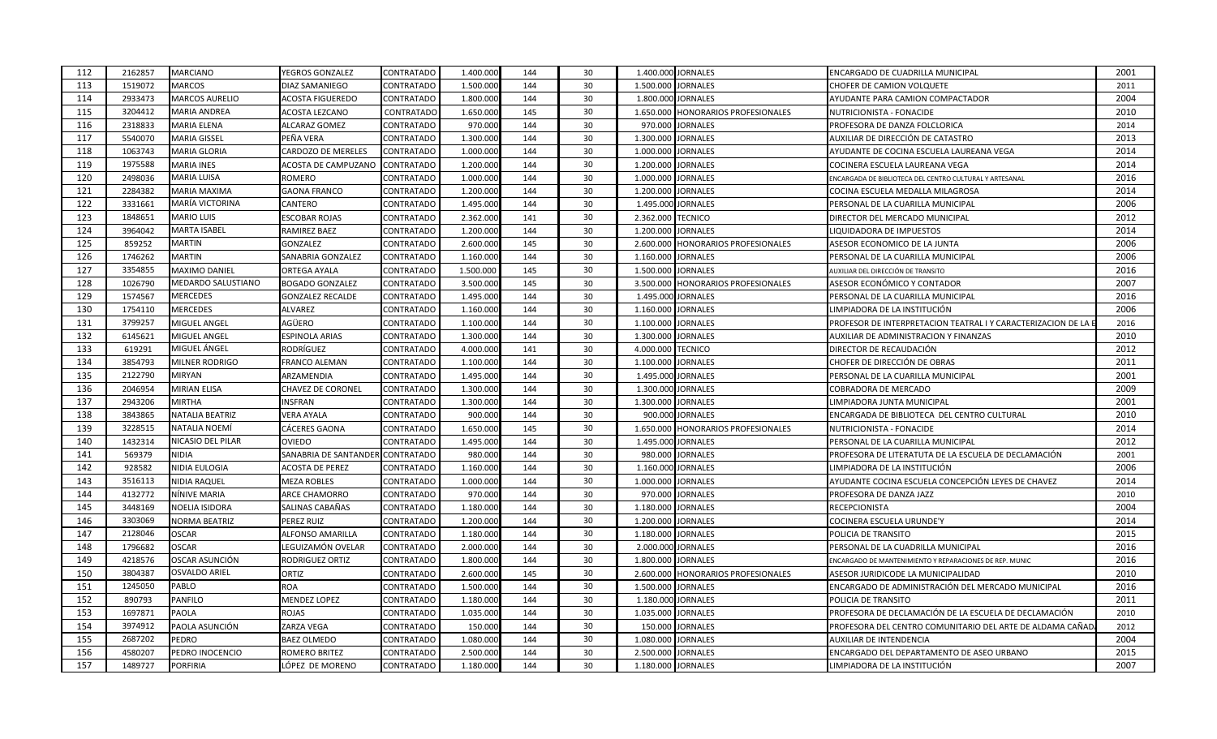| 112 | 2162857 | MARCIANO | YEGROS GONZALEZ | CONTRATADO | 1.400.000 | 144 | 30 | 1.400.000 | JORNALES | ENCARGADO DE CUADRILLA MUNICIPAL | 2001 |
|---|---|---|---|---|---|---|---|---|---|---|---|
| 113 | 1519072 | MARCOS | DIAZ SAMANIEGO | CONTRATADO | 1.500.000 | 144 | 30 | 1.500.000 | JORNALES | CHOFER DE CAMION VOLQUETE | 2011 |
| 114 | 2933473 | MARCOS AURELIO | ACOSTA FIGUEREDO | CONTRATADO | 1.800.000 | 144 | 30 | 1.800.000 | JORNALES | AYUDANTE PARA CAMION COMPACTADOR | 2004 |
| 115 | 3204412 | MARIA ANDREA | ACOSTA LEZCANO | CONTRATADO | 1.650.000 | 145 | 30 | 1.650.000 | HONORARIOS PROFESIONALES | NUTRICIONISTA - FONACIDE | 2010 |
| 116 | 2318833 | MARIA ELENA | ALCARAZ GOMEZ | CONTRATADO | 970.000 | 144 | 30 | 970.000 | JORNALES | PROFESORA DE DANZA FOLCLORICA | 2014 |
| 117 | 5540070 | MARIA GISSEL | PEÑA VERA | CONTRATADO | 1.300.000 | 144 | 30 | 1.300.000 | JORNALES | AUXILIAR DE DIRECCIÓN DE CATASTRO | 2013 |
| 118 | 1063743 | MARIA GLORIA | CARDOZO DE MERELES | CONTRATADO | 1.000.000 | 144 | 30 | 1.000.000 | JORNALES | AYUDANTE DE COCINA ESCUELA LAUREANA VEGA | 2014 |
| 119 | 1975588 | MARIA INES | ACOSTA DE CAMPUZANO | CONTRATADO | 1.200.000 | 144 | 30 | 1.200.000 | JORNALES | COCINERA ESCUELA LAUREANA VEGA | 2014 |
| 120 | 2498036 | MARIA LUISA | ROMERO | CONTRATADO | 1.000.000 | 144 | 30 | 1.000.000 | JORNALES | ENCARGADA DE BIBLIOTECA DEL CENTRO CULTURAL Y ARTESANAL | 2016 |
| 121 | 2284382 | MARIA MAXIMA | GAONA FRANCO | CONTRATADO | 1.200.000 | 144 | 30 | 1.200.000 | JORNALES | COCINA ESCUELA MEDALLA MILAGROSA | 2014 |
| 122 | 3331661 | MARÍA VICTORINA | CANTERO | CONTRATADO | 1.495.000 | 144 | 30 | 1.495.000 | JORNALES | PERSONAL DE LA CUARILLA MUNICIPAL | 2006 |
| 123 | 1848651 | MARIO LUIS | ESCOBAR ROJAS | CONTRATADO | 2.362.000 | 141 | 30 | 2.362.000 | TECNICO | DIRECTOR DEL MERCADO MUNICIPAL | 2012 |
| 124 | 3964042 | MARTA ISABEL | RAMIREZ BAEZ | CONTRATADO | 1.200.000 | 144 | 30 | 1.200.000 | JORNALES | LIQUIDADORA DE IMPUESTOS | 2014 |
| 125 | 859252 | MARTIN | GONZALEZ | CONTRATADO | 2.600.000 | 145 | 30 | 2.600.000 | HONORARIOS PROFESIONALES | ASESOR ECONOMICO DE LA JUNTA | 2006 |
| 126 | 1746262 | MARTIN | SANABRIA GONZALEZ | CONTRATADO | 1.160.000 | 144 | 30 | 1.160.000 | JORNALES | PERSONAL DE LA CUARILLA MUNICIPAL | 2006 |
| 127 | 3354855 | MAXIMO DANIEL | ORTEGA AYALA | CONTRATADO | 1.500.000 | 145 | 30 | 1.500.000 | JORNALES | AUXILIAR DEL DIRECCIÓN DE TRANSITO | 2016 |
| 128 | 1026790 | MEDARDO SALUSTIANO | BOGADO GONZALEZ | CONTRATADO | 3.500.000 | 145 | 30 | 3.500.000 | HONORARIOS PROFESIONALES | ASESOR ECONÓMICO Y CONTADOR | 2007 |
| 129 | 1574567 | MERCEDES | GONZALEZ RECALDE | CONTRATADO | 1.495.000 | 144 | 30 | 1.495.000 | JORNALES | PERSONAL DE LA CUARILLA MUNICIPAL | 2016 |
| 130 | 1754110 | MERCEDES | ALVAREZ | CONTRATADO | 1.160.000 | 144 | 30 | 1.160.000 | JORNALES | LIMPIADORA DE LA INSTITUCIÓN | 2006 |
| 131 | 3799257 | MIGUEL ANGEL | AGÜERO | CONTRATADO | 1.100.000 | 144 | 30 | 1.100.000 | JORNALES | PROFESOR DE INTERPRETACION TEATRAL I Y CARACTERIZACION DE LA E | 2016 |
| 132 | 6145621 | MIGUEL ANGEL | ESPINOLA ARIAS | CONTRATADO | 1.300.000 | 144 | 30 | 1.300.000 | JORNALES | AUXILIAR DE ADMINISTRACION Y FINANZAS | 2010 |
| 133 | 619291 | MIGUEL ÁNGEL | RODRÍGUEZ | CONTRATADO | 4.000.000 | 141 | 30 | 4.000.000 | TECNICO | DIRECTOR DE RECAUDACIÓN | 2012 |
| 134 | 3854793 | MILNER RODRIGO | FRANCO ALEMAN | CONTRATADO | 1.100.000 | 144 | 30 | 1.100.000 | JORNALES | CHOFER DE DIRECCIÓN DE OBRAS | 2011 |
| 135 | 2122790 | MIRYAN | ARZAMENDIA | CONTRATADO | 1.495.000 | 144 | 30 | 1.495.000 | JORNALES | PERSONAL DE LA CUARILLA MUNICIPAL | 2001 |
| 136 | 2046954 | MIRIAN ELISA | CHAVEZ DE CORONEL | CONTRATADO | 1.300.000 | 144 | 30 | 1.300.000 | JORNALES | COBRADORA DE MERCADO | 2009 |
| 137 | 2943206 | MIRTHA | INSFRAN | CONTRATADO | 1.300.000 | 144 | 30 | 1.300.000 | JORNALES | LIMPIADORA JUNTA MUNICIPAL | 2001 |
| 138 | 3843865 | NATALIA BEATRIZ | VERA AYALA | CONTRATADO | 900.000 | 144 | 30 | 900.000 | JORNALES | ENCARGADA DE BIBLIOTECA DEL CENTRO CULTURAL | 2010 |
| 139 | 3228515 | NATALIA NOEMÍ | CÁCERES GAONA | CONTRATADO | 1.650.000 | 145 | 30 | 1.650.000 | HONORARIOS PROFESIONALES | NUTRICIONISTA - FONACIDE | 2014 |
| 140 | 1432314 | NICASIO DEL PILAR | OVIEDO | CONTRATADO | 1.495.000 | 144 | 30 | 1.495.000 | JORNALES | PERSONAL DE LA CUARILLA MUNICIPAL | 2012 |
| 141 | 569379 | NIDIA | SANABRIA DE SANTANDER | CONTRATADO | 980.000 | 144 | 30 | 980.000 | JORNALES | PROFESORA DE LITERATUTA DE LA ESCUELA DE DECLAMACIÓN | 2001 |
| 142 | 928582 | NIDIA EULOGIA | ACOSTA DE PEREZ | CONTRATADO | 1.160.000 | 144 | 30 | 1.160.000 | JORNALES | LIMPIADORA DE LA INSTITUCIÓN | 2006 |
| 143 | 3516113 | NIDIA RAQUEL | MEZA ROBLES | CONTRATADO | 1.000.000 | 144 | 30 | 1.000.000 | JORNALES | AYUDANTE COCINA ESCUELA CONCEPCIÓN LEYES DE CHAVEZ | 2014 |
| 144 | 4132772 | NÍNIVE MARIA | ARCE CHAMORRO | CONTRATADO | 970.000 | 144 | 30 | 970.000 | JORNALES | PROFESORA DE DANZA JAZZ | 2010 |
| 145 | 3448169 | NOELIA ISIDORA | SALINAS CABAÑAS | CONTRATADO | 1.180.000 | 144 | 30 | 1.180.000 | JORNALES | RECEPCIONISTA | 2004 |
| 146 | 3303069 | NORMA BEATRIZ | PEREZ RUIZ | CONTRATADO | 1.200.000 | 144 | 30 | 1.200.000 | JORNALES | COCINERA ESCUELA URUNDE'Y | 2014 |
| 147 | 2128046 | OSCAR | ALFONSO AMARILLA | CONTRATADO | 1.180.000 | 144 | 30 | 1.180.000 | JORNALES | POLICIA DE TRANSITO | 2015 |
| 148 | 1796682 | OSCAR | LEGUIZAMÓN OVELAR | CONTRATADO | 2.000.000 | 144 | 30 | 2.000.000 | JORNALES | PERSONAL DE LA CUADRILLA MUNICIPAL | 2016 |
| 149 | 4218576 | OSCAR ASUNCIÓN | RODRIGUEZ ORTIZ | CONTRATADO | 1.800.000 | 144 | 30 | 1.800.000 | JORNALES | ENCARGADO DE MANTENIMIENTO Y REPARACIONES DE REP. MUNIC | 2016 |
| 150 | 3804387 | OSVALDO ARIEL | ORTIZ | CONTRATADO | 2.600.000 | 145 | 30 | 2.600.000 | HONORARIOS PROFESIONALES | ASESOR JURIDICODE LA MUNICIPALIDAD | 2010 |
| 151 | 1245050 | PABLO | ROA | CONTRATADO | 1.500.000 | 144 | 30 | 1.500.000 | JORNALES | ENCARGADO DE ADMINISTRACIÓN DEL MERCADO MUNICIPAL | 2016 |
| 152 | 890793 | PANFILO | MENDEZ LOPEZ | CONTRATADO | 1.180.000 | 144 | 30 | 1.180.000 | JORNALES | POLICIA DE TRANSITO | 2011 |
| 153 | 1697871 | PAOLA | ROJAS | CONTRATADO | 1.035.000 | 144 | 30 | 1.035.000 | JORNALES | PROFESORA DE DECLAMACIÓN DE LA ESCUELA DE DECLAMACIÓN | 2010 |
| 154 | 3974912 | PAOLA ASUNCIÓN | ZARZA VEGA | CONTRATADO | 150.000 | 144 | 30 | 150.000 | JORNALES | PROFESORA DEL CENTRO COMUNITARIO DEL ARTE DE ALDAMA CAÑADA | 2012 |
| 155 | 2687202 | PEDRO | BAEZ OLMEDO | CONTRATADO | 1.080.000 | 144 | 30 | 1.080.000 | JORNALES | AUXILIAR DE INTENDENCIA | 2004 |
| 156 | 4580207 | PEDRO INOCENCIO | ROMERO BRITEZ | CONTRATADO | 2.500.000 | 144 | 30 | 2.500.000 | JORNALES | ENCARGADO DEL DEPARTAMENTO DE ASEO URBANO | 2015 |
| 157 | 1489727 | PORFIRIA | LÓPEZ DE MORENO | CONTRATADO | 1.180.000 | 144 | 30 | 1.180.000 | JORNALES | LIMPIADORA DE LA INSTITUCIÓN | 2007 |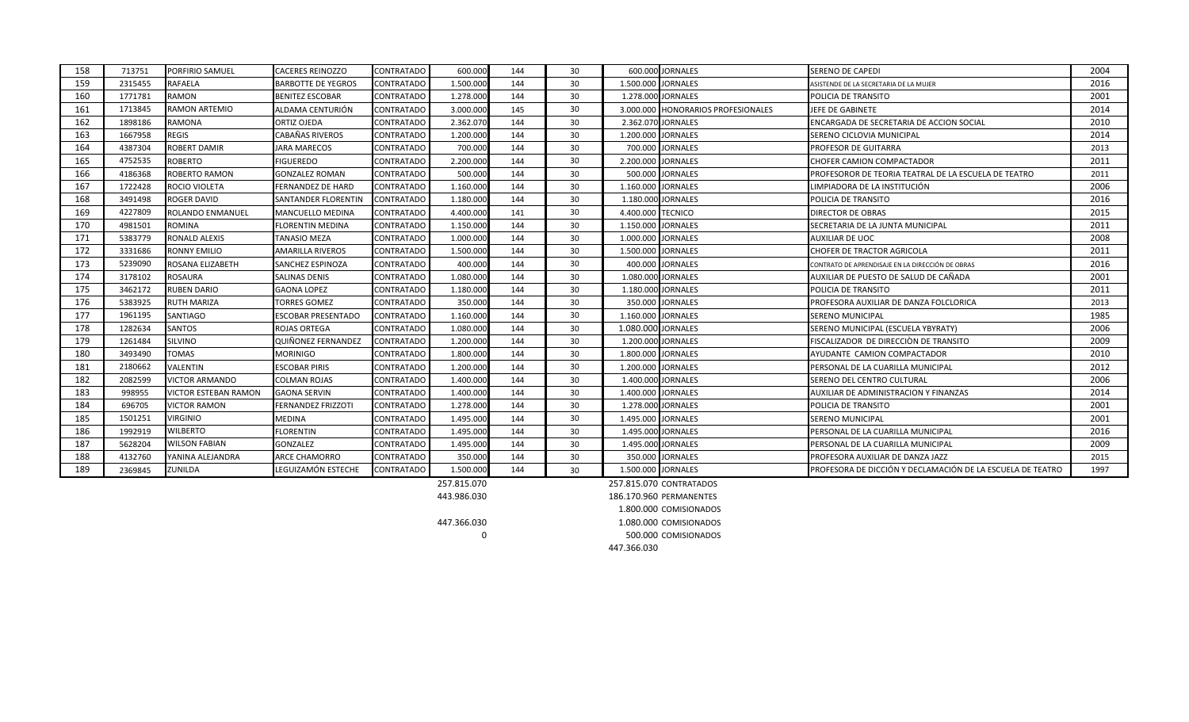| | | | | | | | | | | | |
|---|---|---|---|---|---|---|---|---|---|---|---|
| 158 | 713751 | PORFIRIO SAMUEL | CACERES REINOZZO | CONTRATADO | 600.000 | 144 | 30 | 600.000 | JORNALES | SERENO DE CAPEDI | 2004 |
| 159 | 2315455 | RAFAELA | BARBOTTE DE YEGROS | CONTRATADO | 1.500.000 | 144 | 30 | 1.500.000 | JORNALES | ASISTENDE DE LA SECRETARIA DE LA MUJER | 2016 |
| 160 | 1771781 | RAMON | BENITEZ ESCOBAR | CONTRATADO | 1.278.000 | 144 | 30 | 1.278.000 | JORNALES | POLICIA DE TRANSITO | 2001 |
| 161 | 1713845 | RAMON ARTEMIO | ALDAMA CENTURIÓN | CONTRATADO | 3.000.000 | 145 | 30 | 3.000.000 | HONORARIOS PROFESIONALES | JEFE DE GABINETE | 2014 |
| 162 | 1898186 | RAMONA | ORTIZ OJEDA | CONTRATADO | 2.362.070 | 144 | 30 | 2.362.070 | JORNALES | ENCARGADA DE SECRETARIA DE ACCION SOCIAL | 2010 |
| 163 | 1667958 | REGIS | CABAÑAS RIVEROS | CONTRATADO | 1.200.000 | 144 | 30 | 1.200.000 | JORNALES | SERENO CICLOVIA MUNICIPAL | 2014 |
| 164 | 4387304 | ROBERT DAMIR | JARA MARECOS | CONTRATADO | 700.000 | 144 | 30 | 700.000 | JORNALES | PROFESOR DE GUITARRA | 2013 |
| 165 | 4752535 | ROBERTO | FIGUEREDO | CONTRATADO | 2.200.000 | 144 | 30 | 2.200.000 | JORNALES | CHOFER CAMION COMPACTADOR | 2011 |
| 166 | 4186368 | ROBERTO RAMON | GONZALEZ ROMAN | CONTRATADO | 500.000 | 144 | 30 | 500.000 | JORNALES | PROFESOROR DE TEORIA TEATRAL DE LA ESCUELA DE TEATRO | 2011 |
| 167 | 1722428 | ROCIO VIOLETA | FERNANDEZ DE HARD | CONTRATADO | 1.160.000 | 144 | 30 | 1.160.000 | JORNALES | LIMPIADORA DE LA INSTITUCIÓN | 2006 |
| 168 | 3491498 | ROGER DAVID | SANTANDER FLORENTIN | CONTRATADO | 1.180.000 | 144 | 30 | 1.180.000 | JORNALES | POLICIA DE TRANSITO | 2016 |
| 169 | 4227809 | ROLANDO ENMANUEL | MANCUELLO MEDINA | CONTRATADO | 4.400.000 | 141 | 30 | 4.400.000 | TECNICO | DIRECTOR DE OBRAS | 2015 |
| 170 | 4981501 | ROMINA | FLORENTIN MEDINA | CONTRATADO | 1.150.000 | 144 | 30 | 1.150.000 | JORNALES | SECRETARIA DE LA JUNTA MUNICIPAL | 2011 |
| 171 | 5383779 | RONALD ALEXIS | TANASIO MEZA | CONTRATADO | 1.000.000 | 144 | 30 | 1.000.000 | JORNALES | AUXILIAR DE UOC | 2008 |
| 172 | 3331686 | RONNY EMILIO | AMARILLA RIVEROS | CONTRATADO | 1.500.000 | 144 | 30 | 1.500.000 | JORNALES | CHOFER DE TRACTOR AGRICOLA | 2011 |
| 173 | 5239090 | ROSANA ELIZABETH | SANCHEZ ESPINOZA | CONTRATADO | 400.000 | 144 | 30 | 400.000 | JORNALES | CONTRATO DE APRENDISAJE EN LA DIRECCIÓN DE OBRAS | 2016 |
| 174 | 3178102 | ROSAURA | SALINAS DENIS | CONTRATADO | 1.080.000 | 144 | 30 | 1.080.000 | JORNALES | AUXILIAR DE PUESTO DE SALUD DE CAÑADA | 2001 |
| 175 | 3462172 | RUBEN DARIO | GAONA LOPEZ | CONTRATADO | 1.180.000 | 144 | 30 | 1.180.000 | JORNALES | POLICIA DE TRANSITO | 2011 |
| 176 | 5383925 | RUTH MARIZA | TORRES GOMEZ | CONTRATADO | 350.000 | 144 | 30 | 350.000 | JORNALES | PROFESORA AUXILIAR DE DANZA FOLCLORICA | 2013 |
| 177 | 1961195 | SANTIAGO | ESCOBAR PRESENTADO | CONTRATADO | 1.160.000 | 144 | 30 | 1.160.000 | JORNALES | SERENO MUNICIPAL | 1985 |
| 178 | 1282634 | SANTOS | ROJAS ORTEGA | CONTRATADO | 1.080.000 | 144 | 30 | 1.080.000 | JORNALES | SERENO MUNICIPAL (ESCUELA YBYRATY) | 2006 |
| 179 | 1261484 | SILVINO | QUIÑONEZ FERNANDEZ | CONTRATADO | 1.200.000 | 144 | 30 | 1.200.000 | JORNALES | FISCALIZADOR DE DIRECCIÒN DE TRANSITO | 2009 |
| 180 | 3493490 | TOMAS | MORINIGO | CONTRATADO | 1.800.000 | 144 | 30 | 1.800.000 | JORNALES | AYUDANTE CAMION COMPACTADOR | 2010 |
| 181 | 2180662 | VALENTIN | ESCOBAR PIRIS | CONTRATADO | 1.200.000 | 144 | 30 | 1.200.000 | JORNALES | PERSONAL DE LA CUARILLA MUNICIPAL | 2012 |
| 182 | 2082599 | VICTOR ARMANDO | COLMAN ROJAS | CONTRATADO | 1.400.000 | 144 | 30 | 1.400.000 | JORNALES | SERENO DEL CENTRO CULTURAL | 2006 |
| 183 | 998955 | VICTOR ESTEBAN RAMON | GAONA SERVIN | CONTRATADO | 1.400.000 | 144 | 30 | 1.400.000 | JORNALES | AUXILIAR DE ADMINISTRACION Y FINANZAS | 2014 |
| 184 | 696705 | VICTOR RAMON | FERNANDEZ FRIZZOTI | CONTRATADO | 1.278.000 | 144 | 30 | 1.278.000 | JORNALES | POLICIA DE TRANSITO | 2001 |
| 185 | 1501251 | VIRGINIO | MEDINA | CONTRATADO | 1.495.000 | 144 | 30 | 1.495.000 | JORNALES | SERENO MUNICIPAL | 2001 |
| 186 | 1992919 | WILBERTO | FLORENTIN | CONTRATADO | 1.495.000 | 144 | 30 | 1.495.000 | JORNALES | PERSONAL DE LA CUARILLA MUNICIPAL | 2016 |
| 187 | 5628204 | WILSON FABIAN | GONZALEZ | CONTRATADO | 1.495.000 | 144 | 30 | 1.495.000 | JORNALES | PERSONAL DE LA CUARILLA MUNICIPAL | 2009 |
| 188 | 4132760 | YANINA ALEJANDRA | ARCE CHAMORRO | CONTRATADO | 350.000 | 144 | 30 | 350.000 | JORNALES | PROFESORA AUXILIAR DE DANZA JAZZ | 2015 |
| 189 | 2369845 | ZUNILDA | LEGUIZAMÓN ESTECHE | CONTRATADO | 1.500.000 | 144 | 30 | 1.500.000 | JORNALES | PROFESORA DE DICCIÓN Y DECLAMACIÓN DE LA ESCUELA DE TEATRO | 1997 |
| | | | | | 257.815.070 | | | 257.815.070 | CONTRATADOS | | |
| | | | | | 443.986.030 | | | 186.170.960 | PERMANENTES | | |
| | | | | | | | | 1.800.000 | COMISIONADOS | | |
| | | | | | 447.366.030 | | | 1.080.000 | COMISIONADOS | | |
| | | | | | 0 | | | 500.000 | COMISIONADOS | | |
| | | | | | | | | 447.366.030 | | | |